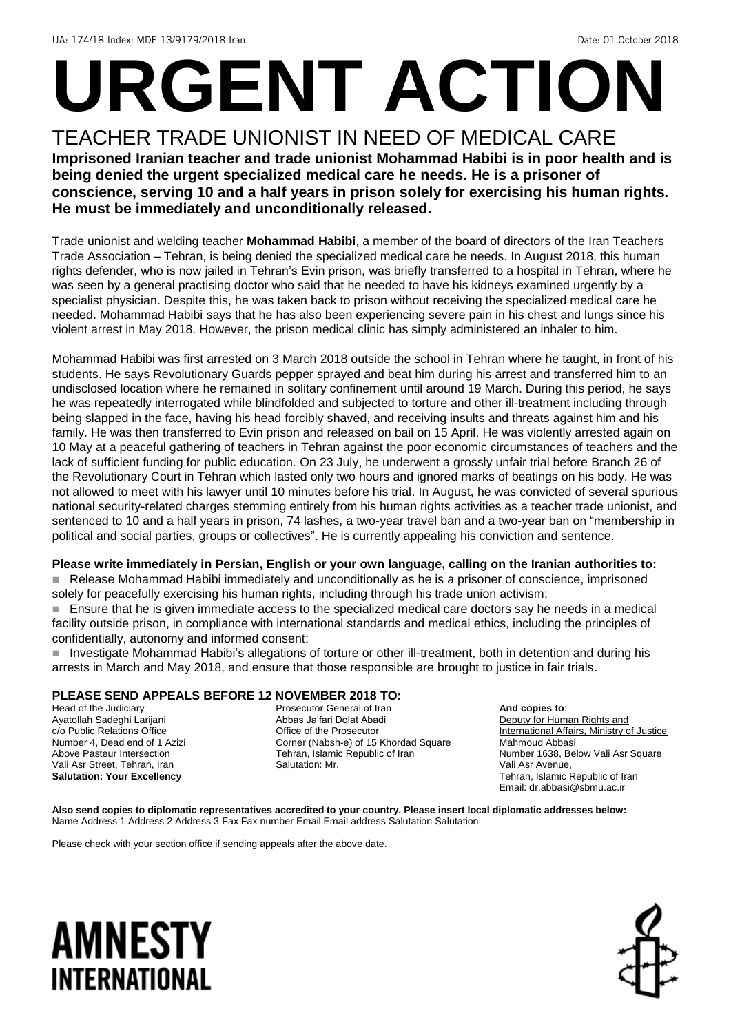UA: 174/18 Index: MDE 13/9179/2018 Iran Date: 01 October 2018

# URGENT ACTION

## TEACHER TRADE UNIONIST IN NEED OF MEDICAL CARE

**Imprisoned Iranian teacher and trade unionist Mohammad Habibi is in poor health and is being denied the urgent specialized medical care he needs. He is a prisoner of conscience, serving 10 and a half years in prison solely for exercising his human rights. He must be immediately and unconditionally released.**

Trade unionist and welding teacher **Mohammad Habibi**, a member of the board of directors of the Iran Teachers Trade Association – Tehran, is being denied the specialized medical care he needs. In August 2018, this human rights defender, who is now jailed in Tehran's Evin prison, was briefly transferred to a hospital in Tehran, where he was seen by a general practising doctor who said that he needed to have his kidneys examined urgently by a specialist physician. Despite this, he was taken back to prison without receiving the specialized medical care he needed. Mohammad Habibi says that he has also been experiencing severe pain in his chest and lungs since his violent arrest in May 2018. However, the prison medical clinic has simply administered an inhaler to him.

Mohammad Habibi was first arrested on 3 March 2018 outside the school in Tehran where he taught, in front of his students. He says Revolutionary Guards pepper sprayed and beat him during his arrest and transferred him to an undisclosed location where he remained in solitary confinement until around 19 March. During this period, he says he was repeatedly interrogated while blindfolded and subjected to torture and other ill-treatment including through being slapped in the face, having his head forcibly shaved, and receiving insults and threats against him and his family. He was then transferred to Evin prison and released on bail on 15 April. He was violently arrested again on 10 May at a peaceful gathering of teachers in Tehran against the poor economic circumstances of teachers and the lack of sufficient funding for public education. On 23 July, he underwent a grossly unfair trial before Branch 26 of the Revolutionary Court in Tehran which lasted only two hours and ignored marks of beatings on his body. He was not allowed to meet with his lawyer until 10 minutes before his trial. In August, he was convicted of several spurious national security-related charges stemming entirely from his human rights activities as a teacher trade unionist, and sentenced to 10 and a half years in prison, 74 lashes, a two-year travel ban and a two-year ban on "membership in political and social parties, groups or collectives". He is currently appealing his conviction and sentence.

**Please write immediately in Persian, English or your own language, calling on the Iranian authorities to:**

- Release Mohammad Habibi immediately and unconditionally as he is a prisoner of conscience, imprisoned solely for peacefully exercising his human rights, including through his trade union activism;
- Ensure that he is given immediate access to the specialized medical care doctors say he needs in a medical facility outside prison, in compliance with international standards and medical ethics, including the principles of confidentially, autonomy and informed consent;
- Investigate Mohammad Habibi's allegations of torture or other ill-treatment, both in detention and during his arrests in March and May 2018, and ensure that those responsible are brought to justice in fair trials.

**PLEASE SEND APPEALS BEFORE 12 NOVEMBER 2018 TO:**

Head of the Judiciary
Ayatollah Sadeghi Larijani
c/o Public Relations Office
Number 4, Dead end of 1 Azizi
Above Pasteur Intersection
Vali Asr Street, Tehran, Iran
**Salutation: Your Excellency**

Prosecutor General of Iran
Abbas Ja'fari Dolat Abadi
Office of the Prosecutor
Corner (Nabsh-e) of 15 Khordad Square
Tehran, Islamic Republic of Iran
Salutation: Mr.

**And copies to**:
Deputy for Human Rights and International Affairs, Ministry of Justice
Mahmoud Abbasi
Number 1638, Below Vali Asr Square
Vali Asr Avenue,
Tehran, Islamic Republic of Iran
Email: dr.abbasi@sbmu.ac.ir

**Also send copies to diplomatic representatives accredited to your country. Please insert local diplomatic addresses below:**
Name Address 1 Address 2 Address 3 Fax Fax number Email Email address Salutation Salutation

Please check with your section office if sending appeals after the above date.

AMNESTY INTERNATIONAL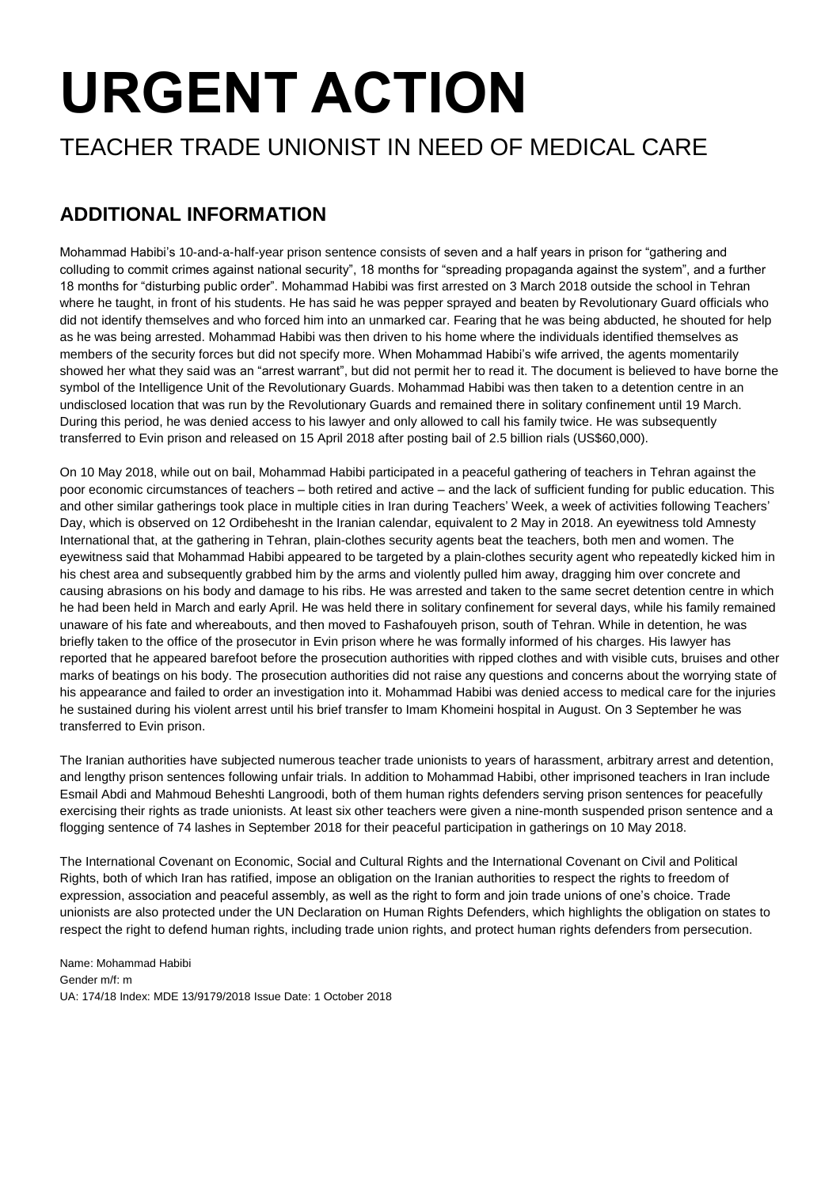# URGENT ACTION

TEACHER TRADE UNIONIST IN NEED OF MEDICAL CARE

## ADDITIONAL INFORMATION

Mohammad Habibi's 10-and-a-half-year prison sentence consists of seven and a half years in prison for "gathering and colluding to commit crimes against national security", 18 months for "spreading propaganda against the system", and a further 18 months for "disturbing public order". Mohammad Habibi was first arrested on 3 March 2018 outside the school in Tehran where he taught, in front of his students. He has said he was pepper sprayed and beaten by Revolutionary Guard officials who did not identify themselves and who forced him into an unmarked car. Fearing that he was being abducted, he shouted for help as he was being arrested. Mohammad Habibi was then driven to his home where the individuals identified themselves as members of the security forces but did not specify more. When Mohammad Habibi's wife arrived, the agents momentarily showed her what they said was an "arrest warrant", but did not permit her to read it. The document is believed to have borne the symbol of the Intelligence Unit of the Revolutionary Guards. Mohammad Habibi was then taken to a detention centre in an undisclosed location that was run by the Revolutionary Guards and remained there in solitary confinement until 19 March. During this period, he was denied access to his lawyer and only allowed to call his family twice. He was subsequently transferred to Evin prison and released on 15 April 2018 after posting bail of 2.5 billion rials (US$60,000).

On 10 May 2018, while out on bail, Mohammad Habibi participated in a peaceful gathering of teachers in Tehran against the poor economic circumstances of teachers – both retired and active – and the lack of sufficient funding for public education. This and other similar gatherings took place in multiple cities in Iran during Teachers' Week, a week of activities following Teachers' Day, which is observed on 12 Ordibehesht in the Iranian calendar, equivalent to 2 May in 2018. An eyewitness told Amnesty International that, at the gathering in Tehran, plain-clothes security agents beat the teachers, both men and women. The eyewitness said that Mohammad Habibi appeared to be targeted by a plain-clothes security agent who repeatedly kicked him in his chest area and subsequently grabbed him by the arms and violently pulled him away, dragging him over concrete and causing abrasions on his body and damage to his ribs. He was arrested and taken to the same secret detention centre in which he had been held in March and early April. He was held there in solitary confinement for several days, while his family remained unaware of his fate and whereabouts, and then moved to Fashafouyeh prison, south of Tehran. While in detention, he was briefly taken to the office of the prosecutor in Evin prison where he was formally informed of his charges. His lawyer has reported that he appeared barefoot before the prosecution authorities with ripped clothes and with visible cuts, bruises and other marks of beatings on his body. The prosecution authorities did not raise any questions and concerns about the worrying state of his appearance and failed to order an investigation into it. Mohammad Habibi was denied access to medical care for the injuries he sustained during his violent arrest until his brief transfer to Imam Khomeini hospital in August. On 3 September he was transferred to Evin prison.

The Iranian authorities have subjected numerous teacher trade unionists to years of harassment, arbitrary arrest and detention, and lengthy prison sentences following unfair trials. In addition to Mohammad Habibi, other imprisoned teachers in Iran include Esmail Abdi and Mahmoud Beheshti Langroodi, both of them human rights defenders serving prison sentences for peacefully exercising their rights as trade unionists. At least six other teachers were given a nine-month suspended prison sentence and a flogging sentence of 74 lashes in September 2018 for their peaceful participation in gatherings on 10 May 2018.

The International Covenant on Economic, Social and Cultural Rights and the International Covenant on Civil and Political Rights, both of which Iran has ratified, impose an obligation on the Iranian authorities to respect the rights to freedom of expression, association and peaceful assembly, as well as the right to form and join trade unions of one's choice. Trade unionists are also protected under the UN Declaration on Human Rights Defenders, which highlights the obligation on states to respect the right to defend human rights, including trade union rights, and protect human rights defenders from persecution.

Name: Mohammad Habibi
Gender m/f: m
UA: 174/18 Index: MDE 13/9179/2018 Issue Date: 1 October 2018